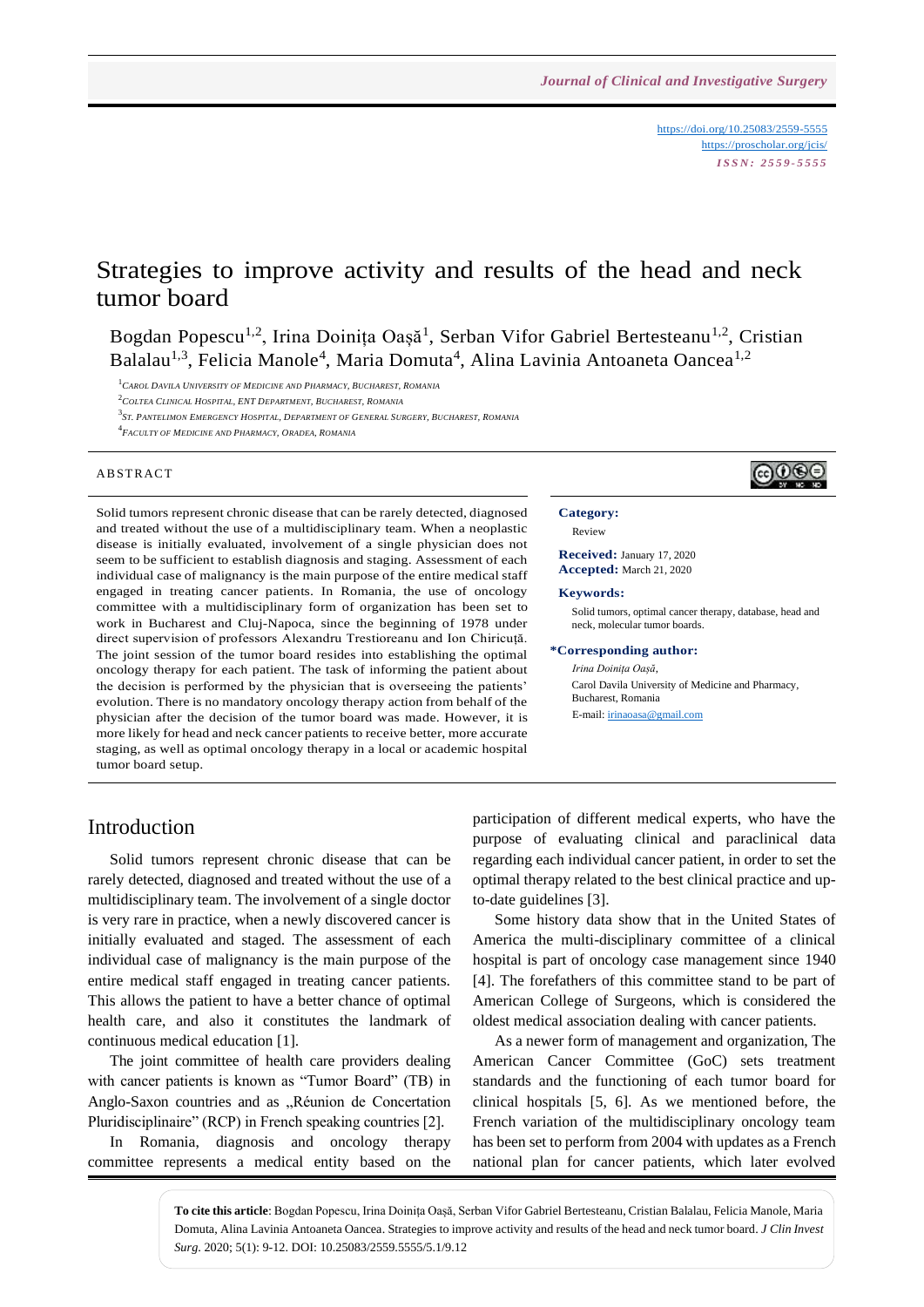https://doi.org/10.25083/2559-5555
https://proscholar.org/jcis/
*ISSN: 2559-5555*

# Strategies to improve activity and results of the head and neck tumor board

Bogdan Popescu[1,2], Irina Doinița Oașă[1], Serban Vifor Gabriel Bertesteanu[1,2], Cristian Balalau[1,3], Felicia Manole[4], Maria Domuta[4], Alina Lavinia Antoaneta Oancea[1,2]

[1]Carol Davila University of Medicine and Pharmacy, Bucharest, Romania
[2]Coltea Clinical Hospital, ENT Department, Bucharest, Romania
[3]St. Pantelimon Emergency Hospital, Department of General Surgery, Bucharest, Romania
[4]Faculty of Medicine and Pharmacy, Oradea, Romania

## ABSTRACT

Solid tumors represent chronic disease that can be rarely detected, diagnosed and treated without the use of a multidisciplinary team. When a neoplastic disease is initially evaluated, involvement of a single physician does not seem to be sufficient to establish diagnosis and staging. Assessment of each individual case of malignancy is the main purpose of the entire medical staff engaged in treating cancer patients. In Romania, the use of oncology committee with a multidisciplinary form of organization has been set to work in Bucharest and Cluj-Napoca, since the beginning of 1978 under direct supervision of professors Alexandru Trestioreanu and Ion Chiricuță. The joint session of the tumor board resides into establishing the optimal oncology therapy for each patient. The task of informing the patient about the decision is performed by the physician that is overseeing the patients' evolution. There is no mandatory oncology therapy action from behalf of the physician after the decision of the tumor board was made. However, it is more likely for head and neck cancer patients to receive better, more accurate staging, as well as optimal oncology therapy in a local or academic hospital tumor board setup.

**Category:**
Review

**Received:** January 17, 2020
**Accepted:** March 21, 2020

**Keywords:**
Solid tumors, optimal cancer therapy, database, head and neck, molecular tumor boards.

**\*Corresponding author:**
*Irina Doinița Oașă*,
Carol Davila University of Medicine and Pharmacy, Bucharest, Romania
E-mail: irinaoasa@gmail.com

## Introduction

Solid tumors represent chronic disease that can be rarely detected, diagnosed and treated without the use of a multidisciplinary team. The involvement of a single doctor is very rare in practice, when a newly discovered cancer is initially evaluated and staged. The assessment of each individual case of malignancy is the main purpose of the entire medical staff engaged in treating cancer patients. This allows the patient to have a better chance of optimal health care, and also it constitutes the landmark of continuous medical education [1].

The joint committee of health care providers dealing with cancer patients is known as "Tumor Board" (TB) in Anglo-Saxon countries and as „Réunion de Concertation Pluridisciplinaire" (RCP) in French speaking countries [2].

In Romania, diagnosis and oncology therapy committee represents a medical entity based on the participation of different medical experts, who have the purpose of evaluating clinical and paraclinical data regarding each individual cancer patient, in order to set the optimal therapy related to the best clinical practice and up-to-date guidelines [3].

Some history data show that in the United States of America the multi-disciplinary committee of a clinical hospital is part of oncology case management since 1940 [4]. The forefathers of this committee stand to be part of American College of Surgeons, which is considered the oldest medical association dealing with cancer patients.

As a newer form of management and organization, The American Cancer Committee (GoC) sets treatment standards and the functioning of each tumor board for clinical hospitals [5, 6]. As we mentioned before, the French variation of the multidisciplinary oncology team has been set to perform from 2004 with updates as a French national plan for cancer patients, which later evolved

**To cite this article**: Bogdan Popescu, Irina Doinița Oașă, Serban Vifor Gabriel Bertesteanu, Cristian Balalau, Felicia Manole, Maria Domuta, Alina Lavinia Antoaneta Oancea. Strategies to improve activity and results of the head and neck tumor board. *J Clin Invest Surg*. 2020; 5(1): 9-12. DOI: 10.25083/2559.5555/5.1/9.12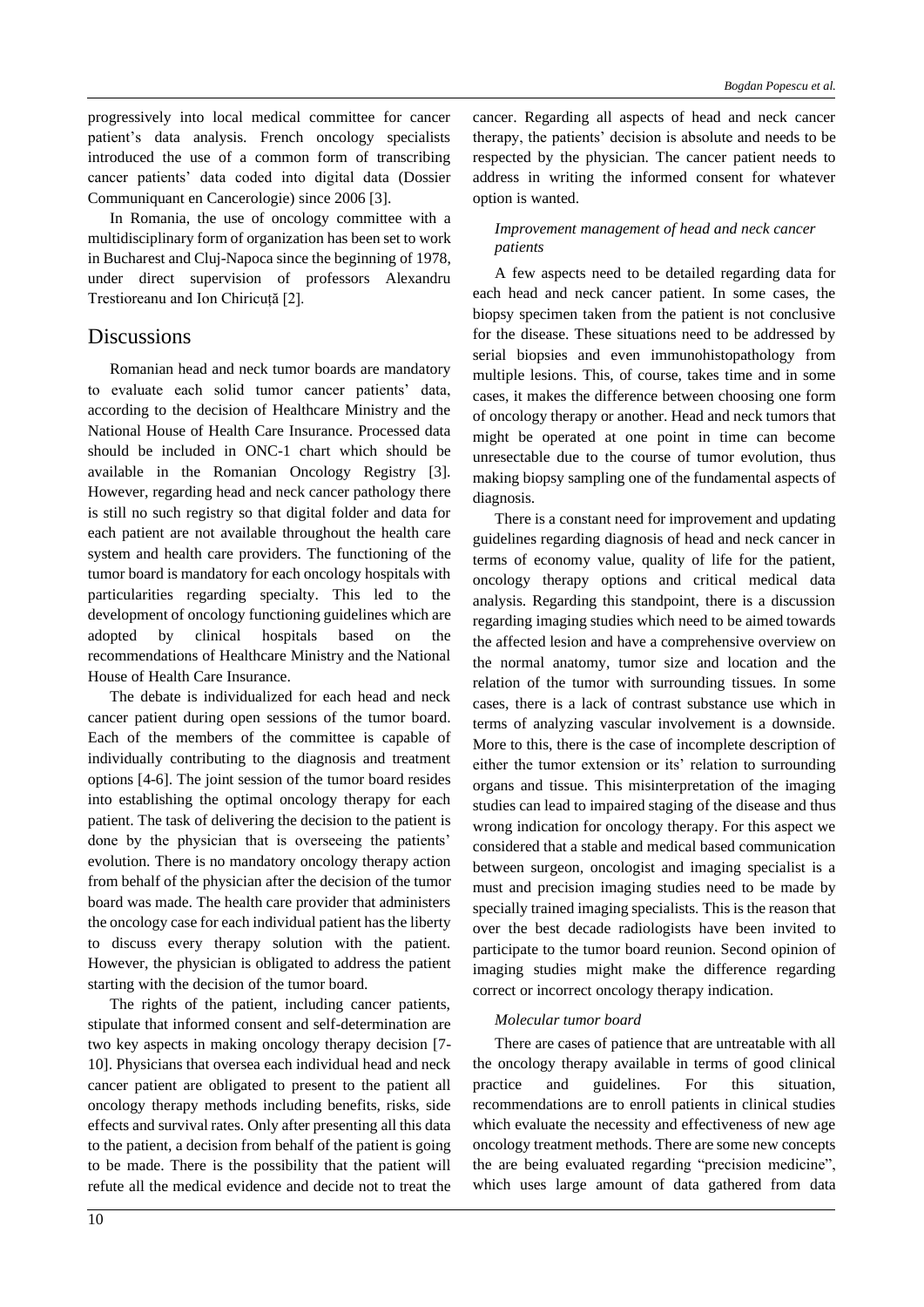progressively into local medical committee for cancer patient's data analysis. French oncology specialists introduced the use of a common form of transcribing cancer patients' data coded into digital data (Dossier Communiquant en Cancerologie) since 2006 [3].

In Romania, the use of oncology committee with a multidisciplinary form of organization has been set to work in Bucharest and Cluj-Napoca since the beginning of 1978, under direct supervision of professors Alexandru Trestioreanu and Ion Chiricuță [2].

## Discussions

Romanian head and neck tumor boards are mandatory to evaluate each solid tumor cancer patients' data, according to the decision of Healthcare Ministry and the National House of Health Care Insurance. Processed data should be included in ONC-1 chart which should be available in the Romanian Oncology Registry [3]. However, regarding head and neck cancer pathology there is still no such registry so that digital folder and data for each patient are not available throughout the health care system and health care providers. The functioning of the tumor board is mandatory for each oncology hospitals with particularities regarding specialty. This led to the development of oncology functioning guidelines which are adopted by clinical hospitals based on the recommendations of Healthcare Ministry and the National House of Health Care Insurance.

The debate is individualized for each head and neck cancer patient during open sessions of the tumor board. Each of the members of the committee is capable of individually contributing to the diagnosis and treatment options [4-6]. The joint session of the tumor board resides into establishing the optimal oncology therapy for each patient. The task of delivering the decision to the patient is done by the physician that is overseeing the patients' evolution. There is no mandatory oncology therapy action from behalf of the physician after the decision of the tumor board was made. The health care provider that administers the oncology case for each individual patient has the liberty to discuss every therapy solution with the patient. However, the physician is obligated to address the patient starting with the decision of the tumor board.

The rights of the patient, including cancer patients, stipulate that informed consent and self-determination are two key aspects in making oncology therapy decision [7-10]. Physicians that oversea each individual head and neck cancer patient are obligated to present to the patient all oncology therapy methods including benefits, risks, side effects and survival rates. Only after presenting all this data to the patient, a decision from behalf of the patient is going to be made. There is the possibility that the patient will refute all the medical evidence and decide not to treat the cancer. Regarding all aspects of head and neck cancer therapy, the patients' decision is absolute and needs to be respected by the physician. The cancer patient needs to address in writing the informed consent for whatever option is wanted.

### *Improvement management of head and neck cancer patients*

A few aspects need to be detailed regarding data for each head and neck cancer patient. In some cases, the biopsy specimen taken from the patient is not conclusive for the disease. These situations need to be addressed by serial biopsies and even immunohistopathology from multiple lesions. This, of course, takes time and in some cases, it makes the difference between choosing one form of oncology therapy or another. Head and neck tumors that might be operated at one point in time can become unresectable due to the course of tumor evolution, thus making biopsy sampling one of the fundamental aspects of diagnosis.

There is a constant need for improvement and updating guidelines regarding diagnosis of head and neck cancer in terms of economy value, quality of life for the patient, oncology therapy options and critical medical data analysis. Regarding this standpoint, there is a discussion regarding imaging studies which need to be aimed towards the affected lesion and have a comprehensive overview on the normal anatomy, tumor size and location and the relation of the tumor with surrounding tissues. In some cases, there is a lack of contrast substance use which in terms of analyzing vascular involvement is a downside. More to this, there is the case of incomplete description of either the tumor extension or its' relation to surrounding organs and tissue. This misinterpretation of the imaging studies can lead to impaired staging of the disease and thus wrong indication for oncology therapy. For this aspect we considered that a stable and medical based communication between surgeon, oncologist and imaging specialist is a must and precision imaging studies need to be made by specially trained imaging specialists. This is the reason that over the best decade radiologists have been invited to participate to the tumor board reunion. Second opinion of imaging studies might make the difference regarding correct or incorrect oncology therapy indication.

### *Molecular tumor board*

There are cases of patience that are untreatable with all the oncology therapy available in terms of good clinical practice and guidelines. For this situation, recommendations are to enroll patients in clinical studies which evaluate the necessity and effectiveness of new age oncology treatment methods. There are some new concepts the are being evaluated regarding "precision medicine", which uses large amount of data gathered from data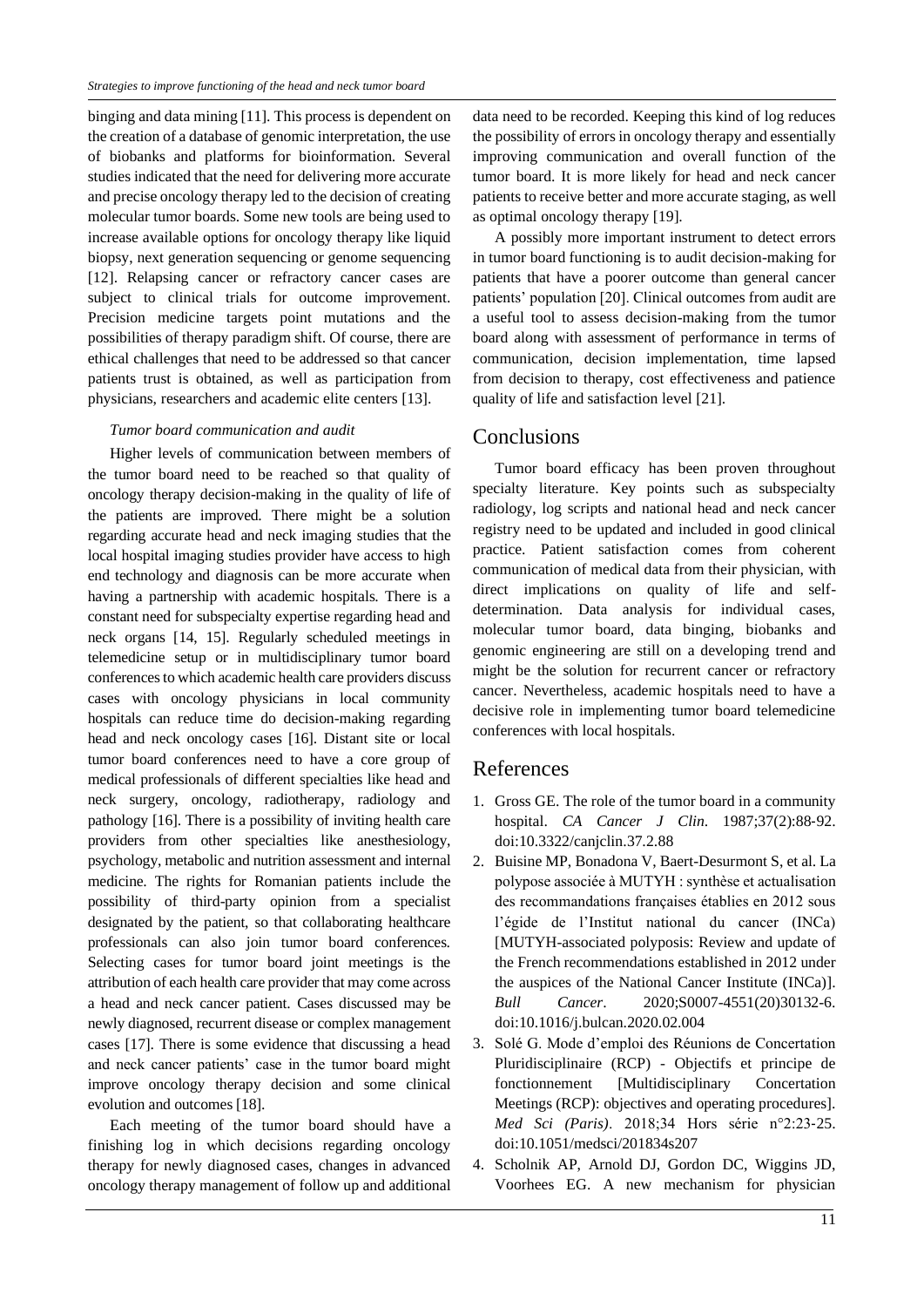binging and data mining [11]. This process is dependent on the creation of a database of genomic interpretation, the use of biobanks and platforms for bioinformation. Several studies indicated that the need for delivering more accurate and precise oncology therapy led to the decision of creating molecular tumor boards. Some new tools are being used to increase available options for oncology therapy like liquid biopsy, next generation sequencing or genome sequencing [12]. Relapsing cancer or refractory cancer cases are subject to clinical trials for outcome improvement. Precision medicine targets point mutations and the possibilities of therapy paradigm shift. Of course, there are ethical challenges that need to be addressed so that cancer patients trust is obtained, as well as participation from physicians, researchers and academic elite centers [13].

*Tumor board communication and audit*

Higher levels of communication between members of the tumor board need to be reached so that quality of oncology therapy decision-making in the quality of life of the patients are improved. There might be a solution regarding accurate head and neck imaging studies that the local hospital imaging studies provider have access to high end technology and diagnosis can be more accurate when having a partnership with academic hospitals. There is a constant need for subspecialty expertise regarding head and neck organs [14, 15]. Regularly scheduled meetings in telemedicine setup or in multidisciplinary tumor board conferences to which academic health care providers discuss cases with oncology physicians in local community hospitals can reduce time do decision-making regarding head and neck oncology cases [16]. Distant site or local tumor board conferences need to have a core group of medical professionals of different specialties like head and neck surgery, oncology, radiotherapy, radiology and pathology [16]. There is a possibility of inviting health care providers from other specialties like anesthesiology, psychology, metabolic and nutrition assessment and internal medicine. The rights for Romanian patients include the possibility of third-party opinion from a specialist designated by the patient, so that collaborating healthcare professionals can also join tumor board conferences. Selecting cases for tumor board joint meetings is the attribution of each health care provider that may come across a head and neck cancer patient. Cases discussed may be newly diagnosed, recurrent disease or complex management cases [17]. There is some evidence that discussing a head and neck cancer patients' case in the tumor board might improve oncology therapy decision and some clinical evolution and outcomes [18].

Each meeting of the tumor board should have a finishing log in which decisions regarding oncology therapy for newly diagnosed cases, changes in advanced oncology therapy management of follow up and additional data need to be recorded. Keeping this kind of log reduces the possibility of errors in oncology therapy and essentially improving communication and overall function of the tumor board. It is more likely for head and neck cancer patients to receive better and more accurate staging, as well as optimal oncology therapy [19].

A possibly more important instrument to detect errors in tumor board functioning is to audit decision-making for patients that have a poorer outcome than general cancer patients' population [20]. Clinical outcomes from audit are a useful tool to assess decision-making from the tumor board along with assessment of performance in terms of communication, decision implementation, time lapsed from decision to therapy, cost effectiveness and patience quality of life and satisfaction level [21].

## Conclusions

Tumor board efficacy has been proven throughout specialty literature. Key points such as subspecialty radiology, log scripts and national head and neck cancer registry need to be updated and included in good clinical practice. Patient satisfaction comes from coherent communication of medical data from their physician, with direct implications on quality of life and self-determination. Data analysis for individual cases, molecular tumor board, data binging, biobanks and genomic engineering are still on a developing trend and might be the solution for recurrent cancer or refractory cancer. Nevertheless, academic hospitals need to have a decisive role in implementing tumor board telemedicine conferences with local hospitals.

## References

1. Gross GE. The role of the tumor board in a community hospital. *CA Cancer J Clin*. 1987;37(2):88-92. doi:10.3322/canjclin.37.2.88
2. Buisine MP, Bonadona V, Baert-Desurmont S, et al. La polypose associée à MUTYH : synthèse et actualisation des recommandations françaises établies en 2012 sous l'égide de l'Institut national du cancer (INCa) [MUTYH-associated polyposis: Review and update of the French recommendations established in 2012 under the auspices of the National Cancer Institute (INCa)]. *Bull Cancer*. 2020;S0007-4551(20)30132-6. doi:10.1016/j.bulcan.2020.02.004
3. Solé G. Mode d'emploi des Réunions de Concertation Pluridisciplinaire (RCP) - Objectifs et principe de fonctionnement [Multidisciplinary Concertation Meetings (RCP): objectives and operating procedures]. *Med Sci (Paris)*. 2018;34 Hors série n°2:23-25. doi:10.1051/medsci/201834s207
4. Scholnik AP, Arnold DJ, Gordon DC, Wiggins JD, Voorhees EG. A new mechanism for physician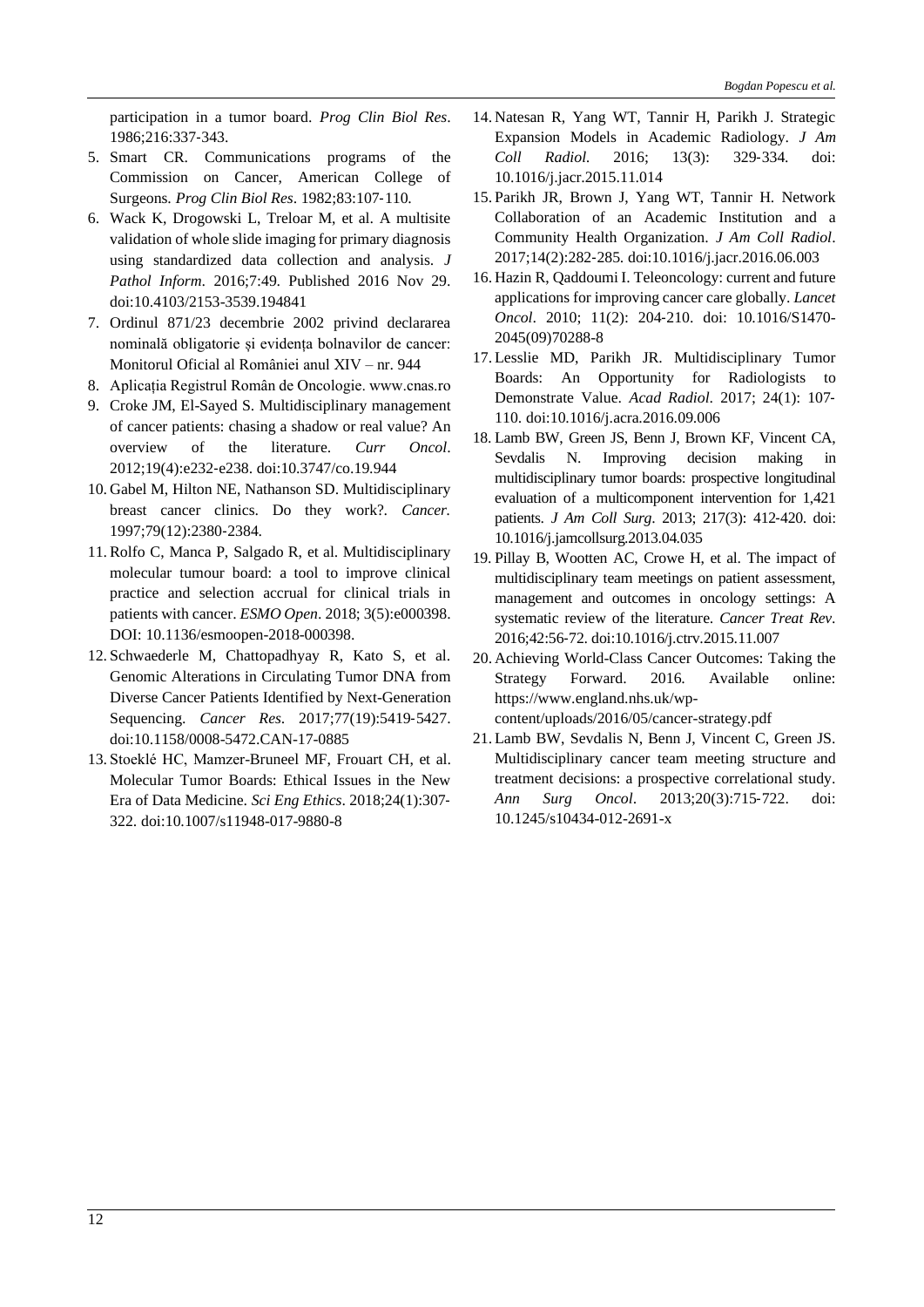participation in a tumor board. *Prog Clin Biol Res*. 1986;216:337-343.

5. Smart CR. Communications programs of the Commission on Cancer, American College of Surgeons. *Prog Clin Biol Res*. 1982;83:107-110.
6. Wack K, Drogowski L, Treloar M, et al. A multisite validation of whole slide imaging for primary diagnosis using standardized data collection and analysis. *J Pathol Inform*. 2016;7:49. Published 2016 Nov 29. doi:10.4103/2153-3539.194841
7. Ordinul 871/23 decembrie 2002 privind declararea nominală obligatorie și evidența bolnavilor de cancer: Monitorul Oficial al României anul XIV – nr. 944
8. Aplicația Registrul Român de Oncologie. www.cnas.ro
9. Croke JM, El-Sayed S. Multidisciplinary management of cancer patients: chasing a shadow or real value? An overview of the literature. *Curr Oncol*. 2012;19(4):e232-e238. doi:10.3747/co.19.944
10. Gabel M, Hilton NE, Nathanson SD. Multidisciplinary breast cancer clinics. Do they work?. *Cancer*. 1997;79(12):2380-2384.
11. Rolfo C, Manca P, Salgado R, et al. Multidisciplinary molecular tumour board: a tool to improve clinical practice and selection accrual for clinical trials in patients with cancer. *ESMO Open*. 2018; 3(5):e000398. DOI: 10.1136/esmoopen-2018-000398.
12. Schwaederle M, Chattopadhyay R, Kato S, et al. Genomic Alterations in Circulating Tumor DNA from Diverse Cancer Patients Identified by Next-Generation Sequencing. *Cancer Res*. 2017;77(19):5419-5427. doi:10.1158/0008-5472.CAN-17-0885
13. Stoeklé HC, Mamzer-Bruneel MF, Frouart CH, et al. Molecular Tumor Boards: Ethical Issues in the New Era of Data Medicine. *Sci Eng Ethics*. 2018;24(1):307-322. doi:10.1007/s11948-017-9880-8
14. Natesan R, Yang WT, Tannir H, Parikh J. Strategic Expansion Models in Academic Radiology. *J Am Coll Radiol.* 2016; 13(3): 329-334. doi: 10.1016/j.jacr.2015.11.014
15. Parikh JR, Brown J, Yang WT, Tannir H. Network Collaboration of an Academic Institution and a Community Health Organization. *J Am Coll Radiol*. 2017;14(2):282-285. doi:10.1016/j.jacr.2016.06.003
16. Hazin R, Qaddoumi I. Teleoncology: current and future applications for improving cancer care globally. *Lancet Oncol*. 2010; 11(2): 204-210. doi: 10.1016/S1470-2045(09)70288-8
17. Lesslie MD, Parikh JR. Multidisciplinary Tumor Boards: An Opportunity for Radiologists to Demonstrate Value. *Acad Radiol*. 2017; 24(1): 107-110. doi:10.1016/j.acra.2016.09.006
18. Lamb BW, Green JS, Benn J, Brown KF, Vincent CA, Sevdalis N. Improving decision making in multidisciplinary tumor boards: prospective longitudinal evaluation of a multicomponent intervention for 1,421 patients. *J Am Coll Surg*. 2013; 217(3): 412-420. doi: 10.1016/j.jamcollsurg.2013.04.035
19. Pillay B, Wootten AC, Crowe H, et al. The impact of multidisciplinary team meetings on patient assessment, management and outcomes in oncology settings: A systematic review of the literature. *Cancer Treat Rev*. 2016;42:56-72. doi:10.1016/j.ctrv.2015.11.007
20. Achieving World-Class Cancer Outcomes: Taking the Strategy Forward. 2016. Available online: https://www.england.nhs.uk/wp-content/uploads/2016/05/cancer-strategy.pdf
21. Lamb BW, Sevdalis N, Benn J, Vincent C, Green JS. Multidisciplinary cancer team meeting structure and treatment decisions: a prospective correlational study. *Ann Surg Oncol*. 2013;20(3):715-722. doi: 10.1245/s10434-012-2691-x